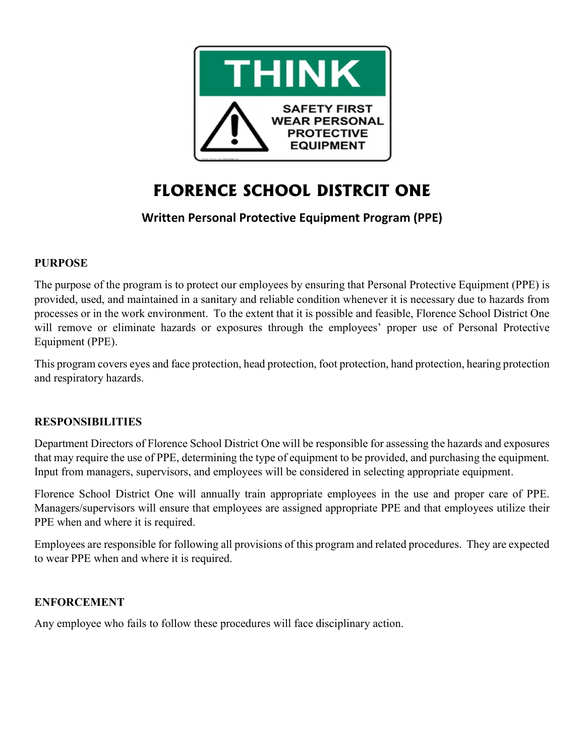THINK

SAFETY FIRST WEAR PERSONAL PROTECTIVE EQUIPMENT

# FLORENCE SCHOOL DISTRCIT ONE

## Written Personal Protective Equipment Program (PPE)

**PURPOSE**

The purpose of the program is to protect our employees by ensuring that Personal Protective Equipment (PPE) is provided, used, and maintained in a sanitary and reliable condition whenever it is necessary due to hazards from processes or in the work environment. To the extent that it is possible and feasible, Florence School District One will remove or eliminate hazards or exposures through the employees' proper use of Personal Protective Equipment (PPE).

This program covers eyes and face protection, head protection, foot protection, hand protection, hearing protection and respiratory hazards.

**RESPONSIBILITIES**

Department Directors of Florence School District One will be responsible for assessing the hazards and exposures that may require the use of PPE, determining the type of equipment to be provided, and purchasing the equipment. Input from managers, supervisors, and employees will be considered in selecting appropriate equipment.

Florence School District One will annually train appropriate employees in the use and proper care of PPE. Managers/supervisors will ensure that employees are assigned appropriate PPE and that employees utilize their PPE when and where it is required.

Employees are responsible for following all provisions of this program and related procedures. They are expected to wear PPE when and where it is required.

**ENFORCEMENT**

Any employee who fails to follow these procedures will face disciplinary action.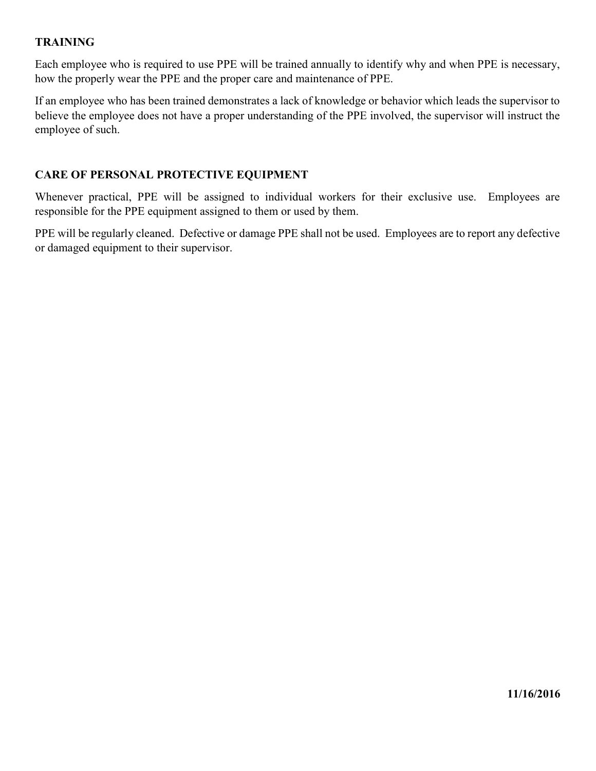## TRAINING

Each employee who is required to use PPE will be trained annually to identify why and when PPE is necessary, how the properly wear the PPE and the proper care and maintenance of PPE.

If an employee who has been trained demonstrates a lack of knowledge or behavior which leads the supervisor to believe the employee does not have a proper understanding of the PPE involved, the supervisor will instruct the employee of such.

## CARE OF PERSONAL PROTECTIVE EQUIPMENT

Whenever practical, PPE will be assigned to individual workers for their exclusive use. Employees are responsible for the PPE equipment assigned to them or used by them.

PPE will be regularly cleaned. Defective or damage PPE shall not be used. Employees are to report any defective or damaged equipment to their supervisor.

**11/16/2016**